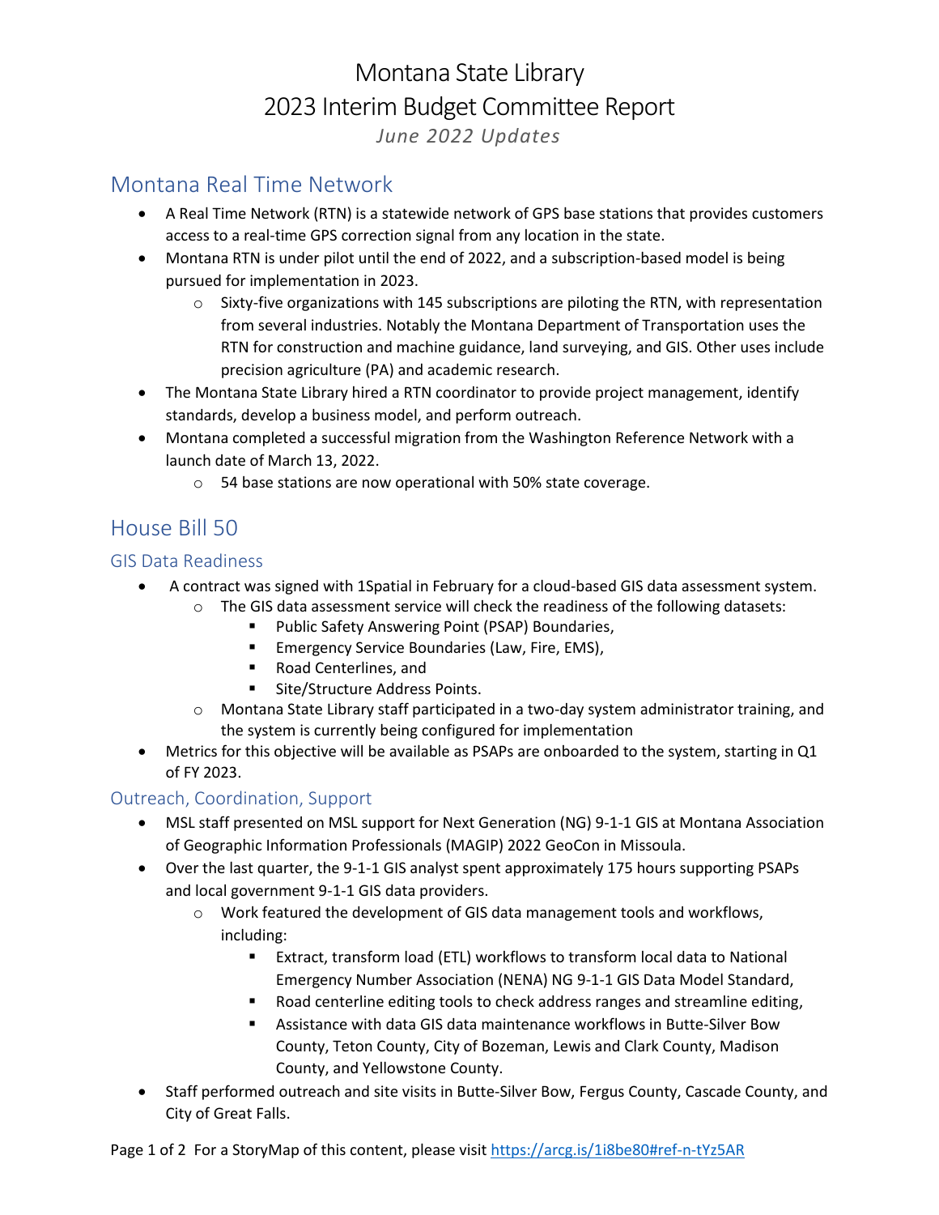# Montana State Library
# 2023 Interim Budget Committee Report

*June 2022 Updates*

## Montana Real Time Network

- A Real Time Network (RTN) is a statewide network of GPS base stations that provides customers access to a real-time GPS correction signal from any location in the state.
- Montana RTN is under pilot until the end of 2022, and a subscription-based model is being pursued for implementation in 2023.
  - Sixty-five organizations with 145 subscriptions are piloting the RTN, with representation from several industries. Notably the Montana Department of Transportation uses the RTN for construction and machine guidance, land surveying, and GIS. Other uses include precision agriculture (PA) and academic research.
- The Montana State Library hired a RTN coordinator to provide project management, identify standards, develop a business model, and perform outreach.
- Montana completed a successful migration from the Washington Reference Network with a launch date of March 13, 2022.
  - 54 base stations are now operational with 50% state coverage.

## House Bill 50

### GIS Data Readiness

- A contract was signed with 1Spatial in February for a cloud-based GIS data assessment system.
  - The GIS data assessment service will check the readiness of the following datasets:
    - Public Safety Answering Point (PSAP) Boundaries,
    - Emergency Service Boundaries (Law, Fire, EMS),
    - Road Centerlines, and
    - Site/Structure Address Points.
  - Montana State Library staff participated in a two-day system administrator training, and the system is currently being configured for implementation
- Metrics for this objective will be available as PSAPs are onboarded to the system, starting in Q1 of FY 2023.

### Outreach, Coordination, Support

- MSL staff presented on MSL support for Next Generation (NG) 9-1-1 GIS at Montana Association of Geographic Information Professionals (MAGIP) 2022 GeoCon in Missoula.
- Over the last quarter, the 9-1-1 GIS analyst spent approximately 175 hours supporting PSAPs and local government 9-1-1 GIS data providers.
  - Work featured the development of GIS data management tools and workflows, including:
    - Extract, transform load (ETL) workflows to transform local data to National Emergency Number Association (NENA) NG 9-1-1 GIS Data Model Standard,
    - Road centerline editing tools to check address ranges and streamline editing,
    - Assistance with data GIS data maintenance workflows in Butte-Silver Bow County, Teton County, City of Bozeman, Lewis and Clark County, Madison County, and Yellowstone County.
- Staff performed outreach and site visits in Butte-Silver Bow, Fergus County, Cascade County, and City of Great Falls.

For a StoryMap of this content, please visit https://arcg.is/1i8be80#ref-n-tYz5AR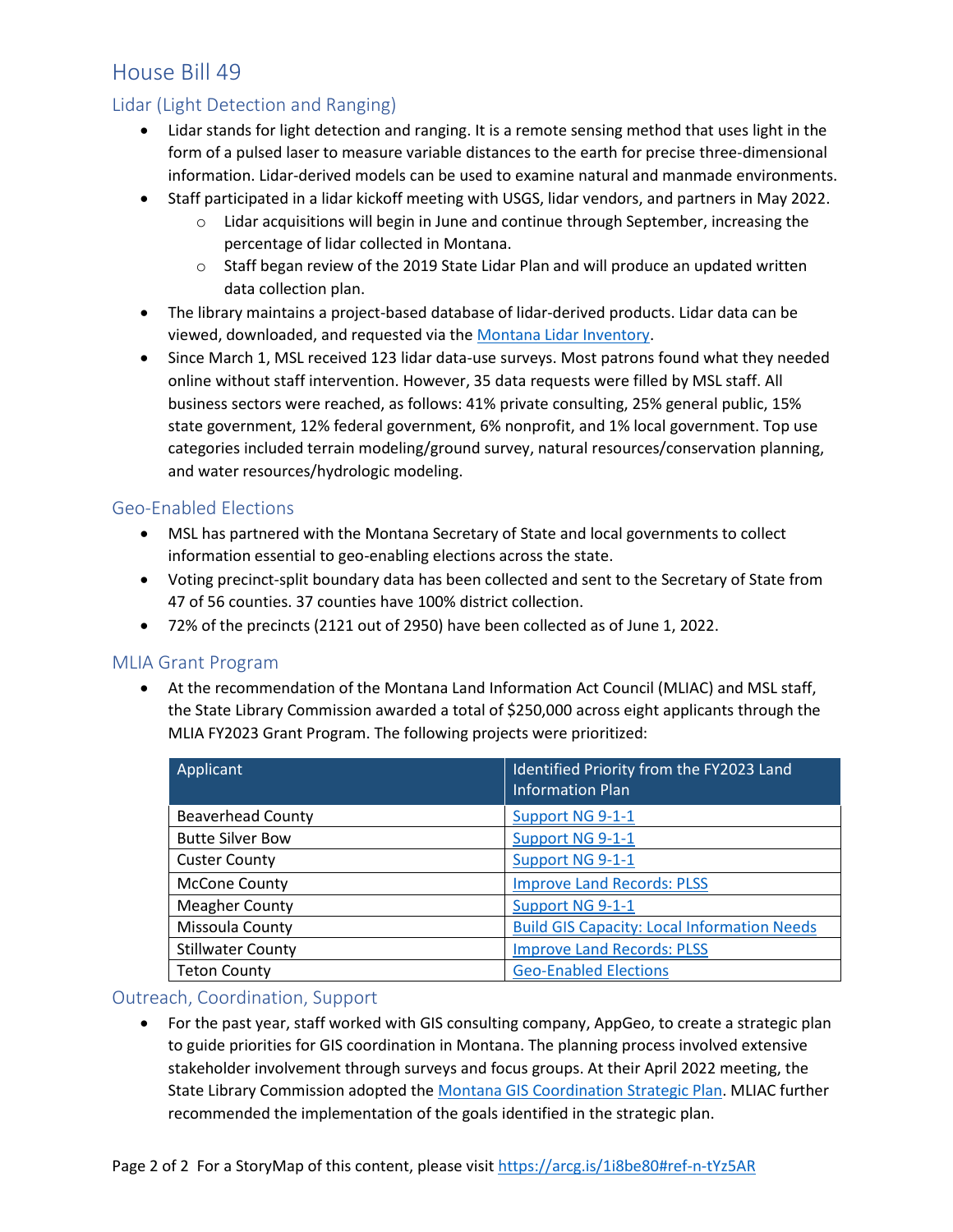# House Bill 49

## Lidar (Light Detection and Ranging)

- Lidar stands for light detection and ranging. It is a remote sensing method that uses light in the form of a pulsed laser to measure variable distances to the earth for precise three-dimensional information. Lidar-derived models can be used to examine natural and manmade environments.
- Staff participated in a lidar kickoff meeting with USGS, lidar vendors, and partners in May 2022.
  - Lidar acquisitions will begin in June and continue through September, increasing the percentage of lidar collected in Montana.
  - Staff began review of the 2019 State Lidar Plan and will produce an updated written data collection plan.
- The library maintains a project-based database of lidar-derived products. Lidar data can be viewed, downloaded, and requested via the Montana Lidar Inventory.
- Since March 1, MSL received 123 lidar data-use surveys. Most patrons found what they needed online without staff intervention. However, 35 data requests were filled by MSL staff. All business sectors were reached, as follows: 41% private consulting, 25% general public, 15% state government, 12% federal government, 6% nonprofit, and 1% local government. Top use categories included terrain modeling/ground survey, natural resources/conservation planning, and water resources/hydrologic modeling.

## Geo-Enabled Elections

- MSL has partnered with the Montana Secretary of State and local governments to collect information essential to geo-enabling elections across the state.
- Voting precinct-split boundary data has been collected and sent to the Secretary of State from 47 of 56 counties. 37 counties have 100% district collection.
- 72% of the precincts (2121 out of 2950) have been collected as of June 1, 2022.

## MLIA Grant Program

- At the recommendation of the Montana Land Information Act Council (MLIAC) and MSL staff, the State Library Commission awarded a total of $250,000 across eight applicants through the MLIA FY2023 Grant Program. The following projects were prioritized:

| Applicant | Identified Priority from the FY2023 Land Information Plan |
|---|---|
| Beaverhead County | Support NG 9-1-1 |
| Butte Silver Bow | Support NG 9-1-1 |
| Custer County | Support NG 9-1-1 |
| McCone County | Improve Land Records: PLSS |
| Meagher County | Support NG 9-1-1 |
| Missoula County | Build GIS Capacity: Local Information Needs |
| Stillwater County | Improve Land Records: PLSS |
| Teton County | Geo-Enabled Elections |

## Outreach, Coordination, Support

- For the past year, staff worked with GIS consulting company, AppGeo, to create a strategic plan to guide priorities for GIS coordination in Montana. The planning process involved extensive stakeholder involvement through surveys and focus groups. At their April 2022 meeting, the State Library Commission adopted the Montana GIS Coordination Strategic Plan. MLIAC further recommended the implementation of the goals identified in the strategic plan.

For a StoryMap of this content, please visit https://arcg.is/1i8be80#ref-n-tYz5AR